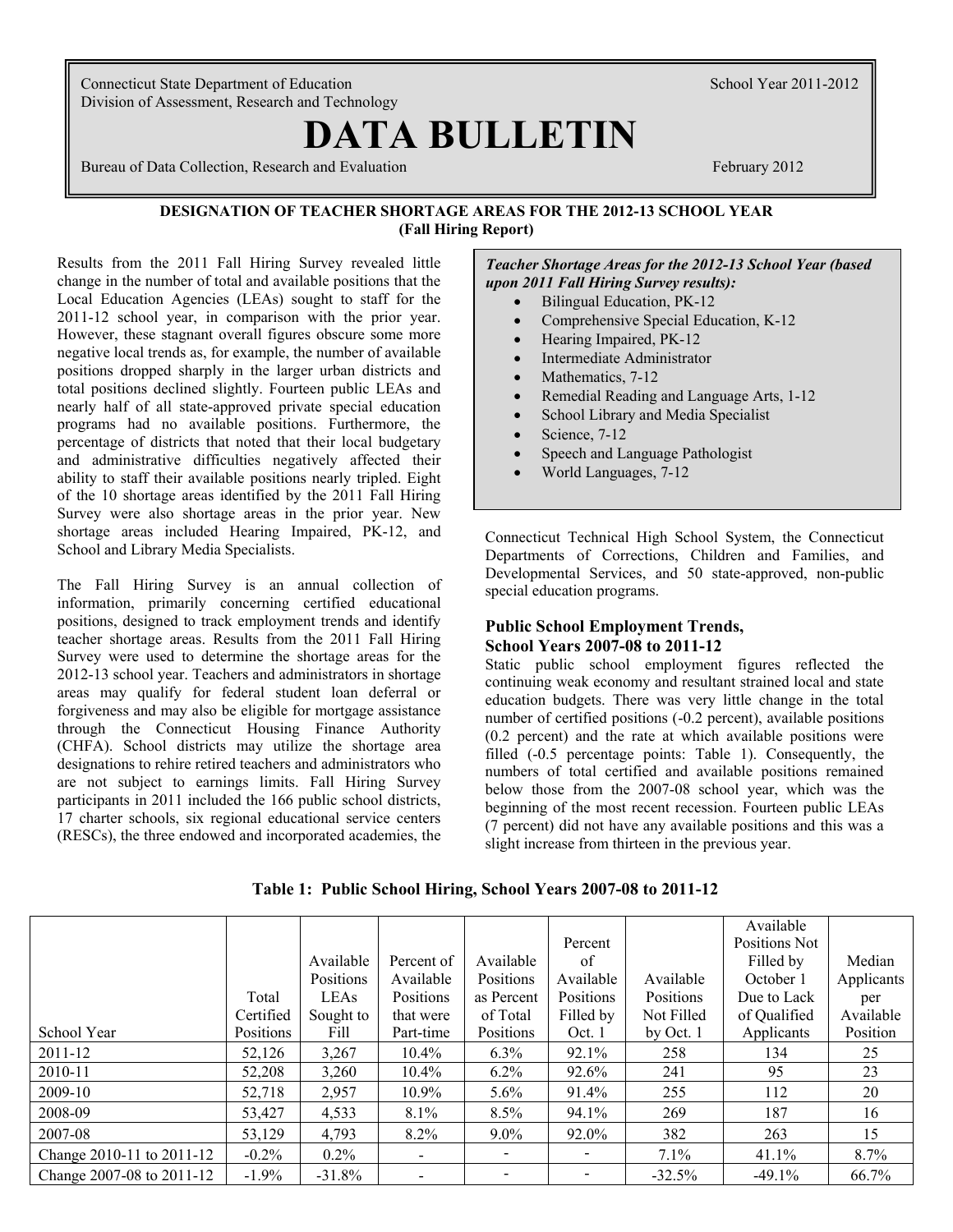Connecticut State Department of Education
Division of Assessment, Research and Technology

School Year 2011-2012

# DATA BULLETIN

Bureau of Data Collection, Research and Evaluation

February 2012

## DESIGNATION OF TEACHER SHORTAGE AREAS FOR THE 2012-13 SCHOOL YEAR (Fall Hiring Report)

Results from the 2011 Fall Hiring Survey revealed little change in the number of total and available positions that the Local Education Agencies (LEAs) sought to staff for the 2011-12 school year, in comparison with the prior year. However, these stagnant overall figures obscure some more negative local trends as, for example, the number of available positions dropped sharply in the larger urban districts and total positions declined slightly. Fourteen public LEAs and nearly half of all state-approved private special education programs had no available positions. Furthermore, the percentage of districts that noted that their local budgetary and administrative difficulties negatively affected their ability to staff their available positions nearly tripled. Eight of the 10 shortage areas identified by the 2011 Fall Hiring Survey were also shortage areas in the prior year. New shortage areas included Hearing Impaired, PK-12, and School and Library Media Specialists.

***Teacher Shortage Areas for the 2012-13 School Year (based upon 2011 Fall Hiring Survey results):***

- Bilingual Education, PK-12
- Comprehensive Special Education, K-12
- Hearing Impaired, PK-12
- Intermediate Administrator
- Mathematics, 7-12
- Remedial Reading and Language Arts, 1-12
- School Library and Media Specialist
- Science, 7-12
- Speech and Language Pathologist
- World Languages, 7-12

The Fall Hiring Survey is an annual collection of information, primarily concerning certified educational positions, designed to track employment trends and identify teacher shortage areas. Results from the 2011 Fall Hiring Survey were used to determine the shortage areas for the 2012-13 school year. Teachers and administrators in shortage areas may qualify for federal student loan deferral or forgiveness and may also be eligible for mortgage assistance through the Connecticut Housing Finance Authority (CHFA). School districts may utilize the shortage area designations to rehire retired teachers and administrators who are not subject to earnings limits. Fall Hiring Survey participants in 2011 included the 166 public school districts, 17 charter schools, six regional educational service centers (RESCs), the three endowed and incorporated academies, the Connecticut Technical High School System, the Connecticut Departments of Corrections, Children and Families, and Developmental Services, and 50 state-approved, non-public special education programs.

### Public School Employment Trends, School Years 2007-08 to 2011-12

Static public school employment figures reflected the continuing weak economy and resultant strained local and state education budgets. There was very little change in the total number of certified positions (-0.2 percent), available positions (0.2 percent) and the rate at which available positions were filled (-0.5 percentage points: Table 1). Consequently, the numbers of total certified and available positions remained below those from the 2007-08 school year, which was the beginning of the most recent recession. Fourteen public LEAs (7 percent) did not have any available positions and this was a slight increase from thirteen in the previous year.

**Table 1: Public School Hiring, School Years 2007-08 to 2011-12**

| School Year | Total Certified Positions | Available Positions LEAs Sought to Fill | Percent of Available Positions that were Part-time | Available Positions as Percent of Total Positions | Percent of Available Positions Filled by Oct. 1 | Available Positions Not Filled by Oct. 1 | Available Positions Not Filled by October 1 Due to Lack of Qualified Applicants | Median Applicants per Available Position |
|---|---|---|---|---|---|---|---|---|
| 2011-12 | 52,126 | 3,267 | 10.4% | 6.3% | 92.1% | 258 | 134 | 25 |
| 2010-11 | 52,208 | 3,260 | 10.4% | 6.2% | 92.6% | 241 | 95 | 23 |
| 2009-10 | 52,718 | 2,957 | 10.9% | 5.6% | 91.4% | 255 | 112 | 20 |
| 2008-09 | 53,427 | 4,533 | 8.1% | 8.5% | 94.1% | 269 | 187 | 16 |
| 2007-08 | 53,129 | 4,793 | 8.2% | 9.0% | 92.0% | 382 | 263 | 15 |
| Change 2010-11 to 2011-12 | -0.2% | 0.2% | - | - | - | 7.1% | 41.1% | 8.7% |
| Change 2007-08 to 2011-12 | -1.9% | -31.8% | - | - | - | -32.5% | -49.1% | 66.7% |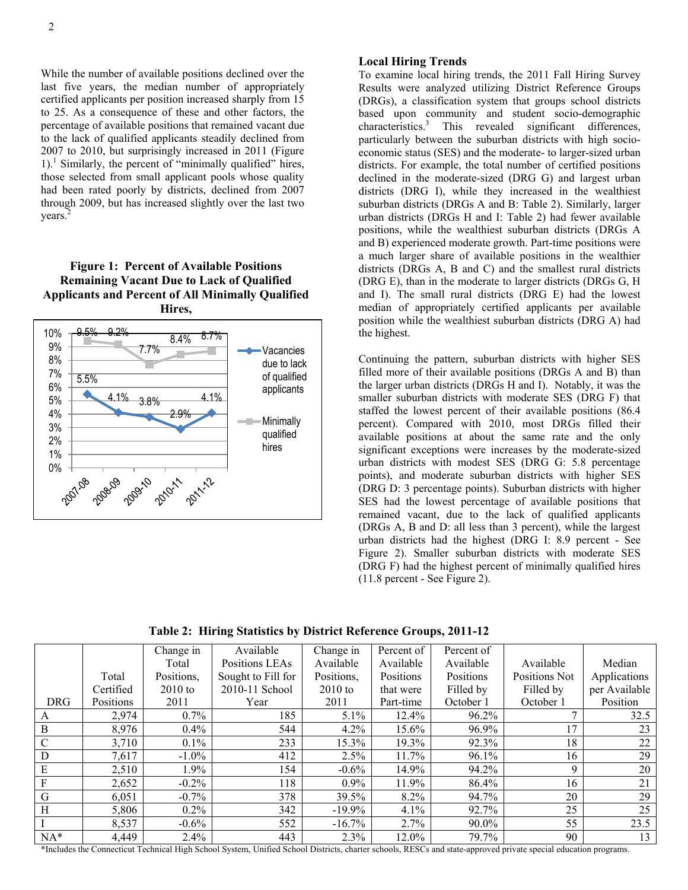While the number of available positions declined over the last five years, the median number of appropriately certified applicants per position increased sharply from 15 to 25. As a consequence of these and other factors, the percentage of available positions that remained vacant due to the lack of qualified applicants steadily declined from 2007 to 2010, but surprisingly increased in 2011 (Figure 1).[1] Similarly, the percent of "minimally qualified" hires, those selected from small applicant pools whose quality had been rated poorly by districts, declined from 2007 through 2009, but has increased slightly over the last two years.[2]

**Figure 1: Percent of Available Positions Remaining Vacant Due to Lack of Qualified Applicants and Percent of All Minimally Qualified Hires,**

| Year | Vacancies due to lack of qualified applicants | Minimally qualified hires |
|---|---|---|
| 2007-08 | 5.5% | 9.5% |
| 2008-09 | 4.1% | 9.2% |
| 2009-10 | 3.8% | 7.7% |
| 2010-11 | 2.9% | 8.4% |
| 2011-12 | 4.1% | 8.7% |

## Local Hiring Trends

To examine local hiring trends, the 2011 Fall Hiring Survey Results were analyzed utilizing District Reference Groups (DRGs), a classification system that groups school districts based upon community and student socio-demographic characteristics.[3] This revealed significant differences, particularly between the suburban districts with high socio-economic status (SES) and the moderate- to larger-sized urban districts. For example, the total number of certified positions declined in the moderate-sized (DRG G) and largest urban districts (DRG I), while they increased in the wealthiest suburban districts (DRGs A and B: Table 2). Similarly, larger urban districts (DRGs H and I: Table 2) had fewer available positions, while the wealthiest suburban districts (DRGs A and B) experienced moderate growth. Part-time positions were a much larger share of available positions in the wealthier districts (DRGs A, B and C) and the smallest rural districts (DRG E), than in the moderate to larger districts (DRGs G, H and I). The small rural districts (DRG E) had the lowest median of appropriately certified applicants per available position while the wealthiest suburban districts (DRG A) had the highest.

Continuing the pattern, suburban districts with higher SES filled more of their available positions (DRGs A and B) than the larger urban districts (DRGs H and I). Notably, it was the smaller suburban districts with moderate SES (DRG F) that staffed the lowest percent of their available positions (86.4 percent). Compared with 2010, most DRGs filled their available positions at about the same rate and the only significant exceptions were increases by the moderate-sized urban districts with modest SES (DRG G: 5.8 percentage points), and moderate suburban districts with higher SES (DRG D: 3 percentage points). Suburban districts with higher SES had the lowest percentage of available positions that remained vacant, due to the lack of qualified applicants (DRGs A, B and D: all less than 3 percent), while the largest urban districts had the highest (DRG I: 8.9 percent - See Figure 2). Smaller suburban districts with moderate SES (DRG F) had the highest percent of minimally qualified hires (11.8 percent - See Figure 2).

**Table 2: Hiring Statistics by District Reference Groups, 2011-12**

| DRG | Total Certified Positions | Change in Total Positions, 2010 to 2011 | Available Positions LEAs Sought to Fill for 2010-11 School Year | Change in Available Positions, 2010 to 2011 | Percent of Available Positions that were Part-time | Percent of Available Positions Filled by October 1 | Available Positions Not Filled by October 1 | Median Applications per Available Position |
|---|---|---|---|---|---|---|---|---|
| A | 2,974 | 0.7% | 185 | 5.1% | 12.4% | 96.2% | 7 | 32.5 |
| B | 8,976 | 0.4% | 544 | 4.2% | 15.6% | 96.9% | 17 | 23 |
| C | 3,710 | 0.1% | 233 | 15.3% | 19.3% | 92.3% | 18 | 22 |
| D | 7,617 | -1.0% | 412 | 2.5% | 11.7% | 96.1% | 16 | 29 |
| E | 2,510 | 1.9% | 154 | -0.6% | 14.9% | 94.2% | 9 | 20 |
| F | 2,652 | -0.2% | 118 | 0.9% | 11.9% | 86.4% | 16 | 21 |
| G | 6,051 | -0.7% | 378 | 39.5% | 8.2% | 94.7% | 20 | 29 |
| H | 5,806 | 0.2% | 342 | -19.9% | 4.1% | 92.7% | 25 | 25 |
| I | 8,537 | -0.6% | 552 | -16.7% | 2.7% | 90.0% | 55 | 23.5 |
| NA* | 4,449 | 2.4% | 443 | 2.3% | 12.0% | 79.7% | 90 | 13 |

*Includes the Connecticut Technical High School System, Unified School Districts, charter schools, RESCs and state-approved private special education programs.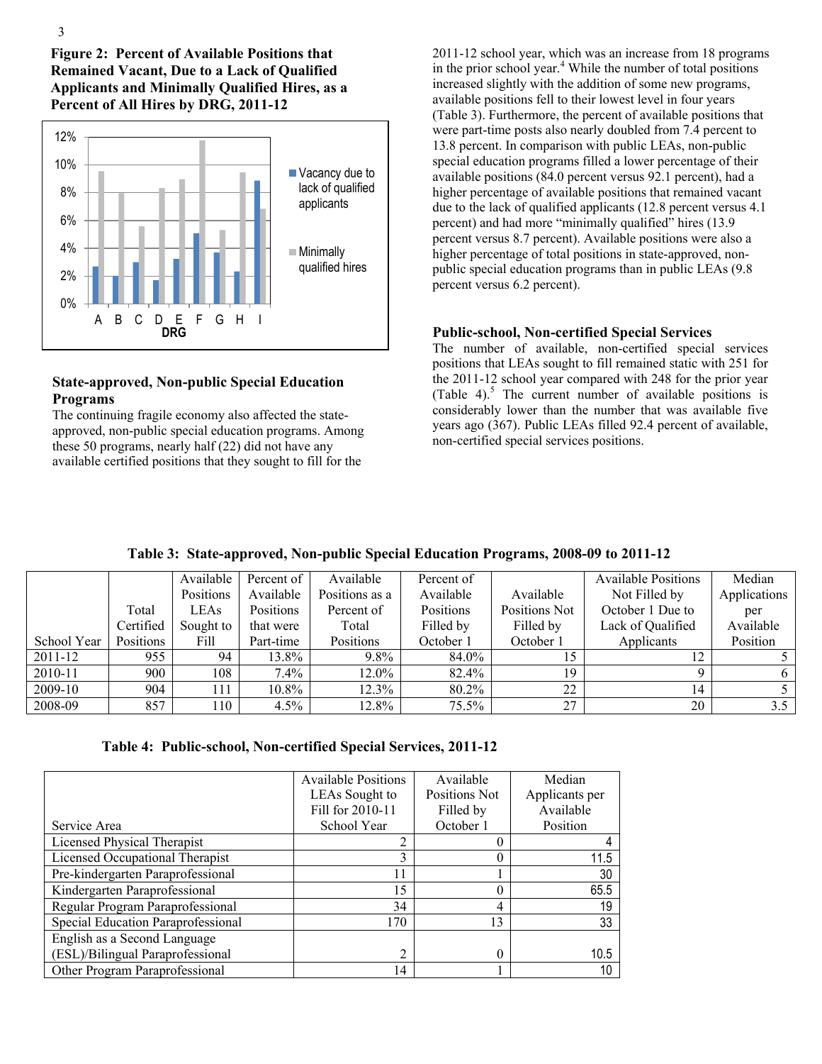**Figure 2: Percent of Available Positions that Remained Vacant, Due to a Lack of Qualified Applicants and Minimally Qualified Hires, as a Percent of All Hires by DRG, 2011-12**

## State-approved, Non-public Special Education Programs

The continuing fragile economy also affected the state-approved, non-public special education programs. Among these 50 programs, nearly half (22) did not have any available certified positions that they sought to fill for the 2011-12 school year, which was an increase from 18 programs in the prior school year.[4] While the number of total positions increased slightly with the addition of some new programs, available positions fell to their lowest level in four years (Table 3). Furthermore, the percent of available positions that were part-time posts also nearly doubled from 7.4 percent to 13.8 percent. In comparison with public LEAs, non-public special education programs filled a lower percentage of their available positions (84.0 percent versus 92.1 percent), had a higher percentage of available positions that remained vacant due to the lack of qualified applicants (12.8 percent versus 4.1 percent) and had more "minimally qualified" hires (13.9 percent versus 8.7 percent). Available positions were also a higher percentage of total positions in state-approved, non-public special education programs than in public LEAs (9.8 percent versus 6.2 percent).

## Public-school, Non-certified Special Services

The number of available, non-certified special services positions that LEAs sought to fill remained static with 251 for the 2011-12 school year compared with 248 for the prior year (Table 4).[5] The current number of available positions is considerably lower than the number that was available five years ago (367). Public LEAs filled 92.4 percent of available, non-certified special services positions.

**Table 3: State-approved, Non-public Special Education Programs, 2008-09 to 2011-12**

| School Year | Total Certified Positions | Available Positions LEAs Sought to Fill | Percent of Available Positions that were Part-time | Available Positions as a Percent of Total Positions | Percent of Available Positions Filled by October 1 | Available Positions Not Filled by October 1 | Available Positions Not Filled by October 1 Due to Lack of Qualified Applicants | Median Applications per Available Position |
|---|---|---|---|---|---|---|---|---|
| 2011-12 | 955 | 94 | 13.8% | 9.8% | 84.0% | 15 | 12 | 5 |
| 2010-11 | 900 | 108 | 7.4% | 12.0% | 82.4% | 19 | 9 | 6 |
| 2009-10 | 904 | 111 | 10.8% | 12.3% | 80.2% | 22 | 14 | 5 |
| 2008-09 | 857 | 110 | 4.5% | 12.8% | 75.5% | 27 | 20 | 3.5 |

**Table 4: Public-school, Non-certified Special Services, 2011-12**

| Service Area | Available Positions LEAs Sought to Fill for 2010-11 School Year | Available Positions Not Filled by October 1 | Median Applicants per Available Position |
|---|---|---|---|
| Licensed Physical Therapist | 2 | 0 | 4 |
| Licensed Occupational Therapist | 3 | 0 | 11.5 |
| Pre-kindergarten Paraprofessional | 11 | 1 | 30 |
| Kindergarten Paraprofessional | 15 | 0 | 65.5 |
| Regular Program Paraprofessional | 34 | 4 | 19 |
| Special Education Paraprofessional | 170 | 13 | 33 |
| English as a Second Language (ESL)/Bilingual Paraprofessional | 2 | 0 | 10.5 |
| Other Program Paraprofessional | 14 | 1 | 10 |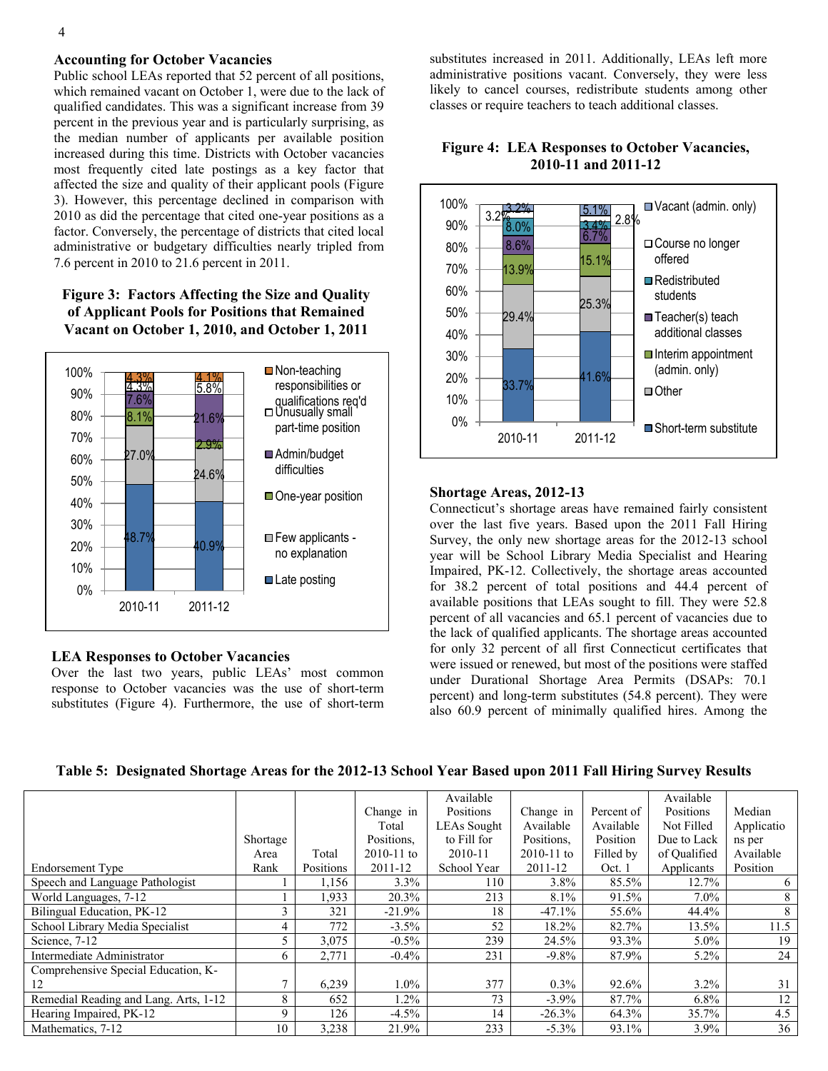### Accounting for October Vacancies

Public school LEAs reported that 52 percent of all positions, which remained vacant on October 1, were due to the lack of qualified candidates. This was a significant increase from 39 percent in the previous year and is particularly surprising, as the median number of applicants per available position increased during this time. Districts with October vacancies most frequently cited late postings as a key factor that affected the size and quality of their applicant pools (Figure 3). However, this percentage declined in comparison with 2010 as did the percentage that cited one-year positions as a factor. Conversely, the percentage of districts that cited local administrative or budgetary difficulties nearly tripled from 7.6 percent in 2010 to 21.6 percent in 2011.

**Figure 3: Factors Affecting the Size and Quality of Applicant Pools for Positions that Remained Vacant on October 1, 2010, and October 1, 2011**

| Factor | 2010-11 | 2011-12 |
|---|---|---|
| Non-teaching responsibilities or qualifications req'd | 4.3% | 4.1% |
| Unusually small part-time position | 4.3% | 5.8% |
| Admin/budget difficulties | 7.6% | 21.6% |
| One-year position | 8.1% | 2.9% |
| Few applicants - no explanation | 27.0% | 24.6% |
| Late posting | 48.7% | 40.9% |

### LEA Responses to October Vacancies

Over the last two years, public LEAs' most common response to October vacancies was the use of short-term substitutes (Figure 4). Furthermore, the use of short-term substitutes increased in 2011. Additionally, LEAs left more administrative positions vacant. Conversely, they were less likely to cancel courses, redistribute students among other classes or require teachers to teach additional classes.

**Figure 4: LEA Responses to October Vacancies, 2010-11 and 2011-12**

| Response | 2010-11 | 2011-12 |
|---|---|---|
| Vacant (admin. only) | 3.2% | 5.1% |
| Course no longer offered | 3.2% | 2.8% |
| Redistributed students | 8.0% | 3.4% |
| Teacher(s) teach additional classes | 8.6% | 6.7% |
| Interim appointment (admin. only) | 13.9% | 15.1% |
| Other | 29.4% | 25.3% |
| Short-term substitute | 33.7% | 41.6% |

### Shortage Areas, 2012-13

Connecticut's shortage areas have remained fairly consistent over the last five years. Based upon the 2011 Fall Hiring Survey, the only new shortage areas for the 2012-13 school year will be School Library Media Specialist and Hearing Impaired, PK-12. Collectively, the shortage areas accounted for 38.2 percent of total positions and 44.4 percent of available positions that LEAs sought to fill. They were 52.8 percent of all vacancies and 65.1 percent of vacancies due to the lack of qualified applicants. The shortage areas accounted for only 32 percent of all first Connecticut certificates that were issued or renewed, but most of the positions were staffed under Durational Shortage Area Permits (DSAPs: 70.1 percent) and long-term substitutes (54.8 percent). They were also 60.9 percent of minimally qualified hires. Among the

**Table 5: Designated Shortage Areas for the 2012-13 School Year Based upon 2011 Fall Hiring Survey Results**

| Endorsement Type | Shortage Area Rank | Total Positions | Change in Total Positions, 2010-11 to 2011-12 | Available Positions LEAs Sought to Fill for 2010-11 School Year | Change in Available Positions, 2010-11 to 2011-12 | Percent of Available Position Filled by Oct. 1 | Available Positions Not Filled Due to Lack of Qualified Applicants | Median Applications per Available Position |
|---|---|---|---|---|---|---|---|---|
| Speech and Language Pathologist | 1 | 1,156 | 3.3% | 110 | 3.8% | 85.5% | 12.7% | 6 |
| World Languages, 7-12 | 1 | 1,933 | 20.3% | 213 | 8.1% | 91.5% | 7.0% | 8 |
| Bilingual Education, PK-12 | 3 | 321 | -21.9% | 18 | -47.1% | 55.6% | 44.4% | 8 |
| School Library Media Specialist | 4 | 772 | -3.5% | 52 | 18.2% | 82.7% | 13.5% | 11.5 |
| Science, 7-12 | 5 | 3,075 | -0.5% | 239 | 24.5% | 93.3% | 5.0% | 19 |
| Intermediate Administrator | 6 | 2,771 | -0.4% | 231 | -9.8% | 87.9% | 5.2% | 24 |
| Comprehensive Special Education, K-12 | 7 | 6,239 | 1.0% | 377 | 0.3% | 92.6% | 3.2% | 31 |
| Remedial Reading and Lang. Arts, 1-12 | 8 | 652 | 1.2% | 73 | -3.9% | 87.7% | 6.8% | 12 |
| Hearing Impaired, PK-12 | 9 | 126 | -4.5% | 14 | -26.3% | 64.3% | 35.7% | 4.5 |
| Mathematics, 7-12 | 10 | 3,238 | 21.9% | 233 | -5.3% | 93.1% | 3.9% | 36 |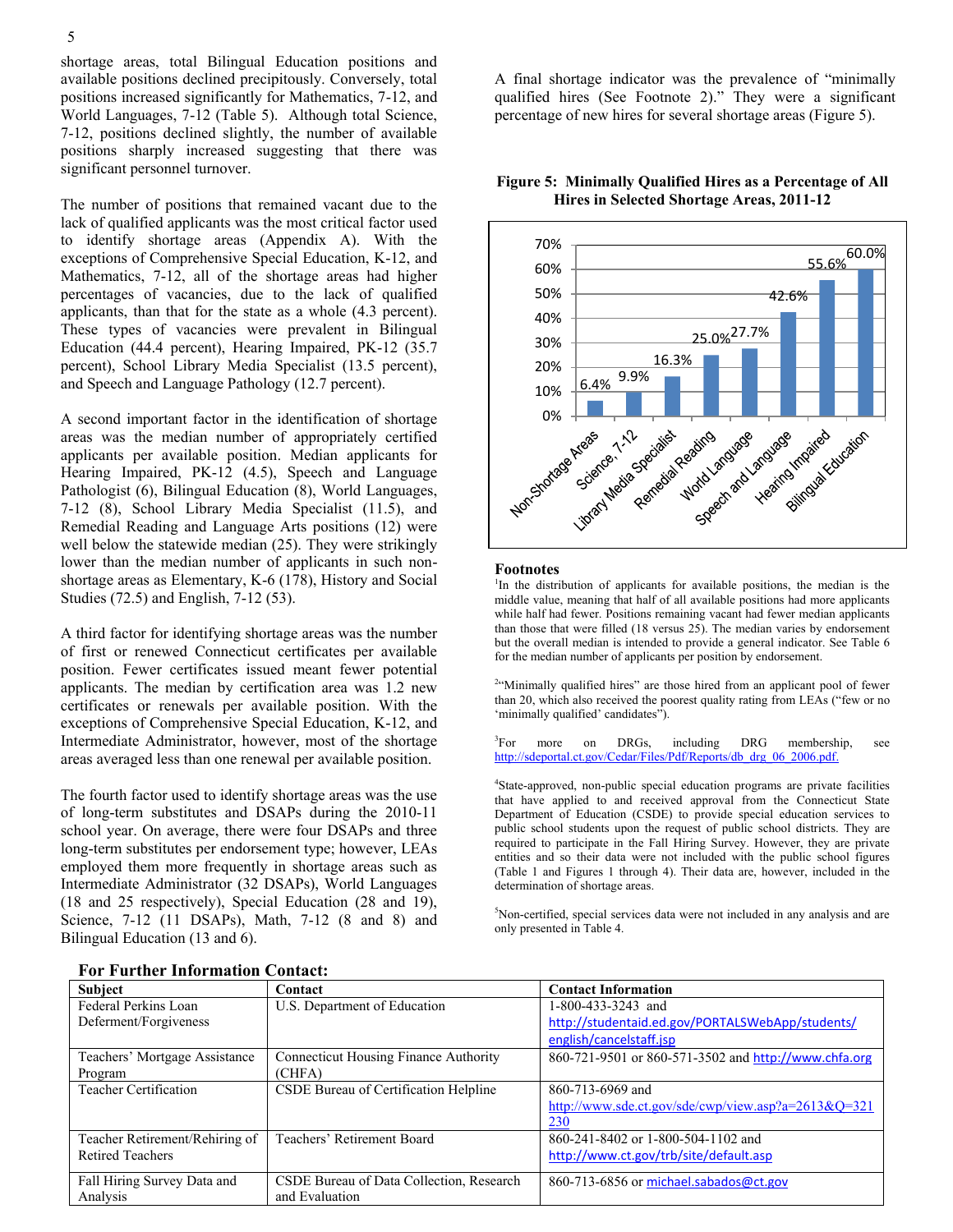shortage areas, total Bilingual Education positions and available positions declined precipitously. Conversely, total positions increased significantly for Mathematics, 7-12, and World Languages, 7-12 (Table 5). Although total Science, 7-12, positions declined slightly, the number of available positions sharply increased suggesting that there was significant personnel turnover.

The number of positions that remained vacant due to the lack of qualified applicants was the most critical factor used to identify shortage areas (Appendix A). With the exceptions of Comprehensive Special Education, K-12, and Mathematics, 7-12, all of the shortage areas had higher percentages of vacancies, due to the lack of qualified applicants, than that for the state as a whole (4.3 percent). These types of vacancies were prevalent in Bilingual Education (44.4 percent), Hearing Impaired, PK-12 (35.7 percent), School Library Media Specialist (13.5 percent), and Speech and Language Pathology (12.7 percent).

A second important factor in the identification of shortage areas was the median number of appropriately certified applicants per available position. Median applicants for Hearing Impaired, PK-12 (4.5), Speech and Language Pathologist (6), Bilingual Education (8), World Languages, 7-12 (8), School Library Media Specialist (11.5), and Remedial Reading and Language Arts positions (12) were well below the statewide median (25). They were strikingly lower than the median number of applicants in such non-shortage areas as Elementary, K-6 (178), History and Social Studies (72.5) and English, 7-12 (53).

A third factor for identifying shortage areas was the number of first or renewed Connecticut certificates per available position. Fewer certificates issued meant fewer potential applicants. The median by certification area was 1.2 new certificates or renewals per available position. With the exceptions of Comprehensive Special Education, K-12, and Intermediate Administrator, however, most of the shortage areas averaged less than one renewal per available position.

The fourth factor used to identify shortage areas was the use of long-term substitutes and DSAPs during the 2010-11 school year. On average, there were four DSAPs and three long-term substitutes per endorsement type; however, LEAs employed them more frequently in shortage areas such as Intermediate Administrator (32 DSAPs), World Languages (18 and 25 respectively), Special Education (28 and 19), Science, 7-12 (11 DSAPs), Math, 7-12 (8 and 8) and Bilingual Education (13 and 6).

A final shortage indicator was the prevalence of "minimally qualified hires (See Footnote 2)." They were a significant percentage of new hires for several shortage areas (Figure 5).

**Figure 5: Minimally Qualified Hires as a Percentage of All Hires in Selected Shortage Areas, 2011-12**

| Area | Percentage |
|---|---|
| Non-Shortage Areas | 6.4% |
| Science, 7-12 | 9.9% |
| Library Media Specialist | 16.3% |
| Remedial Reading | 25.0% |
| World Language | 27.7% |
| Speech and Language | 42.6% |
| Hearing Impaired | 55.6% |
| Bilingual Education | 60.0% |

## Footnotes

[1]In the distribution of applicants for available positions, the median is the middle value, meaning that half of all available positions had more applicants while half had fewer. Positions remaining vacant had fewer median applicants than those that were filled (18 versus 25). The median varies by endorsement but the overall median is intended to provide a general indicator. See Table 6 for the median number of applicants per position by endorsement.

[2]"Minimally qualified hires" are those hired from an applicant pool of fewer than 20, which also received the poorest quality rating from LEAs ("few or no 'minimally qualified' candidates").

[3]For more on DRGs, including DRG membership, see http://sdeportal.ct.gov/Cedar/Files/Pdf/Reports/db_drg_06_2006.pdf.

[4]State-approved, non-public special education programs are private facilities that have applied to and received approval from the Connecticut State Department of Education (CSDE) to provide special education services to public school students upon the request of public school districts. They are required to participate in the Fall Hiring Survey. However, they are private entities and so their data were not included with the public school figures (Table 1 and Figures 1 through 4). Their data are, however, included in the determination of shortage areas.

[5]Non-certified, special services data were not included in any analysis and are only presented in Table 4.

## For Further Information Contact:

| Subject | Contact | Contact Information |
|---|---|---|
| Federal Perkins Loan Deferment/Forgiveness | U.S. Department of Education | 1-800-433-3243 and http://studentaid.ed.gov/PORTALSWebApp/students/english/cancelstaff.jsp |
| Teachers' Mortgage Assistance Program | Connecticut Housing Finance Authority (CHFA) | 860-721-9501 or 860-571-3502 and http://www.chfa.org |
| Teacher Certification | CSDE Bureau of Certification Helpline | 860-713-6969 and http://www.sde.ct.gov/sde/cwp/view.asp?a=2613&Q=321230 |
| Teacher Retirement/Rehiring of Retired Teachers | Teachers' Retirement Board | 860-241-8402 or 1-800-504-1102 and http://www.ct.gov/trb/site/default.asp |
| Fall Hiring Survey Data and Analysis | CSDE Bureau of Data Collection, Research and Evaluation | 860-713-6856 or michael.sabados@ct.gov |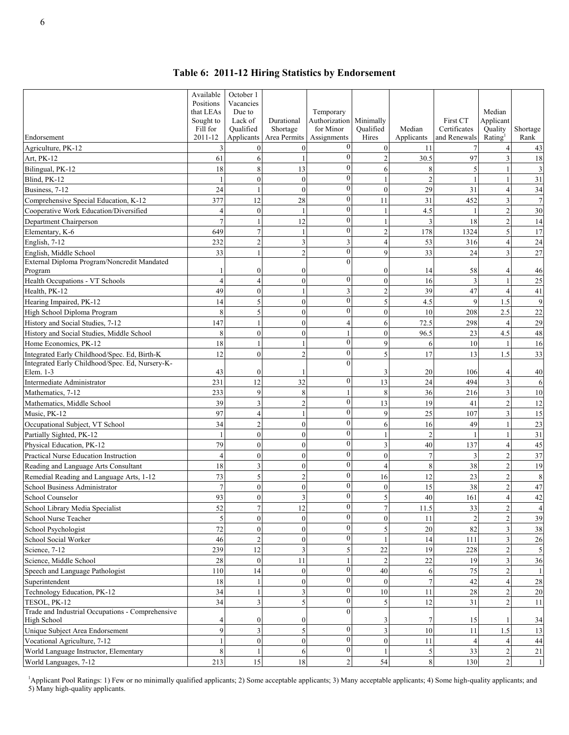## Table 6: 2011-12 Hiring Statistics by Endorsement

| Endorsement | Available Positions that LEAs Sought to Fill for 2011-12 | October 1 Vacancies Due to Lack of Qualified Applicants | Durational Shortage Area Permits | Temporary Authorization for Minor Assignments | Minimally Qualified Hires | Median Applicants | First CT Certificates and Renewals | Median Applicant Quality Rating[1] | Shortage Rank |
|---|---|---|---|---|---|---|---|---|---|
| Agriculture, PK-12 | 3 | 0 | 0 | 0 | 0 | 11 | 7 | 4 | 43 |
| Art, PK-12 | 61 | 6 | 1 | 0 | 2 | 30.5 | 97 | 3 | 18 |
| Bilingual, PK-12 | 18 | 8 | 13 | 0 | 6 | 8 | 5 | 1 | 3 |
| Blind, PK-12 | 1 | 0 | 0 | 0 | 1 | 2 | 1 | 1 | 31 |
| Business, 7-12 | 24 | 1 | 0 | 0 | 0 | 29 | 31 | 4 | 34 |
| Comprehensive Special Education, K-12 | 377 | 12 | 28 | 0 | 11 | 31 | 452 | 3 | 7 |
| Cooperative Work Education/Diversified | 4 | 0 | 1 | 0 | 1 | 4.5 | 1 | 2 | 30 |
| Department Chairperson | 7 | 1 | 12 | 0 | 1 | 3 | 18 | 2 | 14 |
| Elementary, K-6 | 649 | 7 | 1 | 0 | 2 | 178 | 1324 | 5 | 17 |
| English, 7-12 | 232 | 2 | 3 | 3 | 4 | 53 | 316 | 4 | 24 |
| English, Middle School | 33 | 1 | 2 | 0 | 9 | 33 | 24 | 3 | 27 |
| External Diploma Program/Noncredit Mandated Program | 1 | 0 | 0 | 0 | 0 | 14 | 58 | 4 | 46 |
| Health Occupations - VT Schools | 4 | 4 | 0 | 0 | 0 | 16 | 3 | 1 | 25 |
| Health, PK-12 | 49 | 0 | 1 | 3 | 2 | 39 | 47 | 4 | 41 |
| Hearing Impaired, PK-12 | 14 | 5 | 0 | 0 | 5 | 4.5 | 9 | 1.5 | 9 |
| High School Diploma Program | 8 | 5 | 0 | 0 | 0 | 10 | 208 | 2.5 | 22 |
| History and Social Studies, 7-12 | 147 | 1 | 0 | 4 | 6 | 72.5 | 298 | 4 | 29 |
| History and Social Studies, Middle School | 8 | 0 | 0 | 1 | 0 | 96.5 | 23 | 4.5 | 48 |
| Home Economics, PK-12 | 18 | 1 | 1 | 0 | 9 | 6 | 10 | 1 | 16 |
| Integrated Early Childhood/Spec. Ed, Birth-K | 12 | 0 | 2 | 0 | 5 | 17 | 13 | 1.5 | 33 |
| Integrated Early Childhood/Spec. Ed, Nursery-K-Elem. 1-3 | 43 | 0 | 1 | 0 | 3 | 20 | 106 | 4 | 40 |
| Intermediate Administrator | 231 | 12 | 32 | 0 | 13 | 24 | 494 | 3 | 6 |
| Mathematics, 7-12 | 233 | 9 | 8 | 1 | 8 | 36 | 216 | 3 | 10 |
| Mathematics, Middle School | 39 | 3 | 2 | 0 | 13 | 19 | 41 | 2 | 12 |
| Music, PK-12 | 97 | 4 | 1 | 0 | 9 | 25 | 107 | 3 | 15 |
| Occupational Subject, VT School | 34 | 2 | 0 | 0 | 6 | 16 | 49 | 1 | 23 |
| Partially Sighted, PK-12 | 1 | 0 | 0 | 0 | 1 | 2 | 1 | 1 | 31 |
| Physical Education, PK-12 | 79 | 0 | 0 | 0 | 3 | 40 | 137 | 4 | 45 |
| Practical Nurse Education Instruction | 4 | 0 | 0 | 0 | 0 | 7 | 3 | 2 | 37 |
| Reading and Language Arts Consultant | 18 | 3 | 0 | 0 | 4 | 8 | 38 | 2 | 19 |
| Remedial Reading and Language Arts, 1-12 | 73 | 5 | 2 | 0 | 16 | 12 | 23 | 2 | 8 |
| School Business Administrator | 7 | 0 | 0 | 0 | 0 | 15 | 38 | 2 | 47 |
| School Counselor | 93 | 0 | 3 | 0 | 5 | 40 | 161 | 4 | 42 |
| School Library Media Specialist | 52 | 7 | 12 | 0 | 7 | 11.5 | 33 | 2 | 4 |
| School Nurse Teacher | 5 | 0 | 0 | 0 | 0 | 11 | 2 | 2 | 39 |
| School Psychologist | 72 | 0 | 0 | 0 | 5 | 20 | 82 | 3 | 38 |
| School Social Worker | 46 | 2 | 0 | 0 | 1 | 14 | 111 | 3 | 26 |
| Science, 7-12 | 239 | 12 | 3 | 5 | 22 | 19 | 228 | 2 | 5 |
| Science, Middle School | 28 | 0 | 11 | 1 | 2 | 22 | 19 | 3 | 36 |
| Speech and Language Pathologist | 110 | 14 | 0 | 0 | 40 | 6 | 75 | 2 | 1 |
| Superintendent | 18 | 1 | 0 | 0 | 0 | 7 | 42 | 4 | 28 |
| Technology Education, PK-12 | 34 | 1 | 3 | 0 | 10 | 11 | 28 | 2 | 20 |
| TESOL, PK-12 | 34 | 3 | 5 | 0 | 5 | 12 | 31 | 2 | 11 |
| Trade and Industrial Occupations - Comprehensive High School | 4 | 0 | 0 | 0 | 3 | 7 | 15 | 1 | 34 |
| Unique Subject Area Endorsement | 9 | 3 | 5 | 0 | 3 | 10 | 11 | 1.5 | 13 |
| Vocational Agriculture, 7-12 | 1 | 0 | 0 | 0 | 0 | 11 | 4 | 4 | 44 |
| World Language Instructor, Elementary | 8 | 1 | 6 | 0 | 1 | 5 | 33 | 2 | 21 |
| World Languages, 7-12 | 213 | 15 | 18 | 2 | 54 | 8 | 130 | 2 | 1 |

[1]Applicant Pool Ratings: 1) Few or no minimally qualified applicants; 2) Some acceptable applicants; 3) Many acceptable applicants; 4) Some high-quality applicants; and 5) Many high-quality applicants.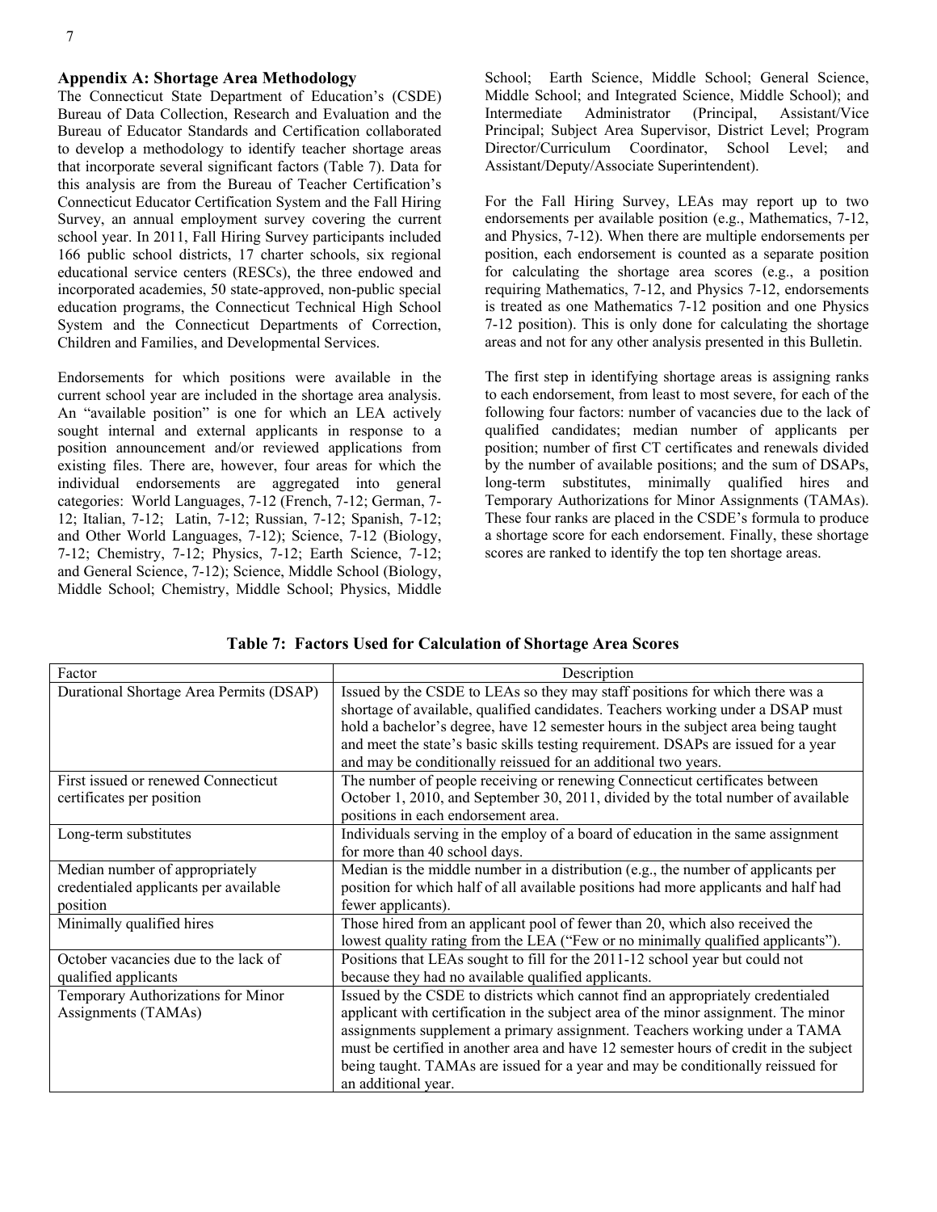## Appendix A: Shortage Area Methodology

The Connecticut State Department of Education's (CSDE) Bureau of Data Collection, Research and Evaluation and the Bureau of Educator Standards and Certification collaborated to develop a methodology to identify teacher shortage areas that incorporate several significant factors (Table 7). Data for this analysis are from the Bureau of Teacher Certification's Connecticut Educator Certification System and the Fall Hiring Survey, an annual employment survey covering the current school year. In 2011, Fall Hiring Survey participants included 166 public school districts, 17 charter schools, six regional educational service centers (RESCs), the three endowed and incorporated academies, 50 state-approved, non-public special education programs, the Connecticut Technical High School System and the Connecticut Departments of Correction, Children and Families, and Developmental Services.

Endorsements for which positions were available in the current school year are included in the shortage area analysis. An "available position" is one for which an LEA actively sought internal and external applicants in response to a position announcement and/or reviewed applications from existing files. There are, however, four areas for which the individual endorsements are aggregated into general categories: World Languages, 7-12 (French, 7-12; German, 7-12; Italian, 7-12; Latin, 7-12; Russian, 7-12; Spanish, 7-12; and Other World Languages, 7-12); Science, 7-12 (Biology, 7-12; Chemistry, 7-12; Physics, 7-12; Earth Science, 7-12; and General Science, 7-12); Science, Middle School (Biology, Middle School; Chemistry, Middle School; Physics, Middle School; Earth Science, Middle School; General Science, Middle School; and Integrated Science, Middle School); and Intermediate Administrator (Principal, Assistant/Vice Principal; Subject Area Supervisor, District Level; Program Director/Curriculum Coordinator, School Level; and Assistant/Deputy/Associate Superintendent).

For the Fall Hiring Survey, LEAs may report up to two endorsements per available position (e.g., Mathematics, 7-12, and Physics, 7-12). When there are multiple endorsements per position, each endorsement is counted as a separate position for calculating the shortage area scores (e.g., a position requiring Mathematics, 7-12, and Physics 7-12, endorsements is treated as one Mathematics 7-12 position and one Physics 7-12 position). This is only done for calculating the shortage areas and not for any other analysis presented in this Bulletin.

The first step in identifying shortage areas is assigning ranks to each endorsement, from least to most severe, for each of the following four factors: number of vacancies due to the lack of qualified candidates; median number of applicants per position; number of first CT certificates and renewals divided by the number of available positions; and the sum of DSAPs, long-term substitutes, minimally qualified hires and Temporary Authorizations for Minor Assignments (TAMAs). These four ranks are placed in the CSDE's formula to produce a shortage score for each endorsement. Finally, these shortage scores are ranked to identify the top ten shortage areas.

**Table 7: Factors Used for Calculation of Shortage Area Scores**

| Factor | Description |
|---|---|
| Durational Shortage Area Permits (DSAP) | Issued by the CSDE to LEAs so they may staff positions for which there was a shortage of available, qualified candidates. Teachers working under a DSAP must hold a bachelor's degree, have 12 semester hours in the subject area being taught and meet the state's basic skills testing requirement. DSAPs are issued for a year and may be conditionally reissued for an additional two years. |
| First issued or renewed Connecticut certificates per position | The number of people receiving or renewing Connecticut certificates between October 1, 2010, and September 30, 2011, divided by the total number of available positions in each endorsement area. |
| Long-term substitutes | Individuals serving in the employ of a board of education in the same assignment for more than 40 school days. |
| Median number of appropriately credentialed applicants per available position | Median is the middle number in a distribution (e.g., the number of applicants per position for which half of all available positions had more applicants and half had fewer applicants). |
| Minimally qualified hires | Those hired from an applicant pool of fewer than 20, which also received the lowest quality rating from the LEA ("Few or no minimally qualified applicants"). |
| October vacancies due to the lack of qualified applicants | Positions that LEAs sought to fill for the 2011-12 school year but could not because they had no available qualified applicants. |
| Temporary Authorizations for Minor Assignments (TAMAs) | Issued by the CSDE to districts which cannot find an appropriately credentialed applicant with certification in the subject area of the minor assignment. The minor assignments supplement a primary assignment. Teachers working under a TAMA must be certified in another area and have 12 semester hours of credit in the subject being taught. TAMAs are issued for a year and may be conditionally reissued for an additional year. |